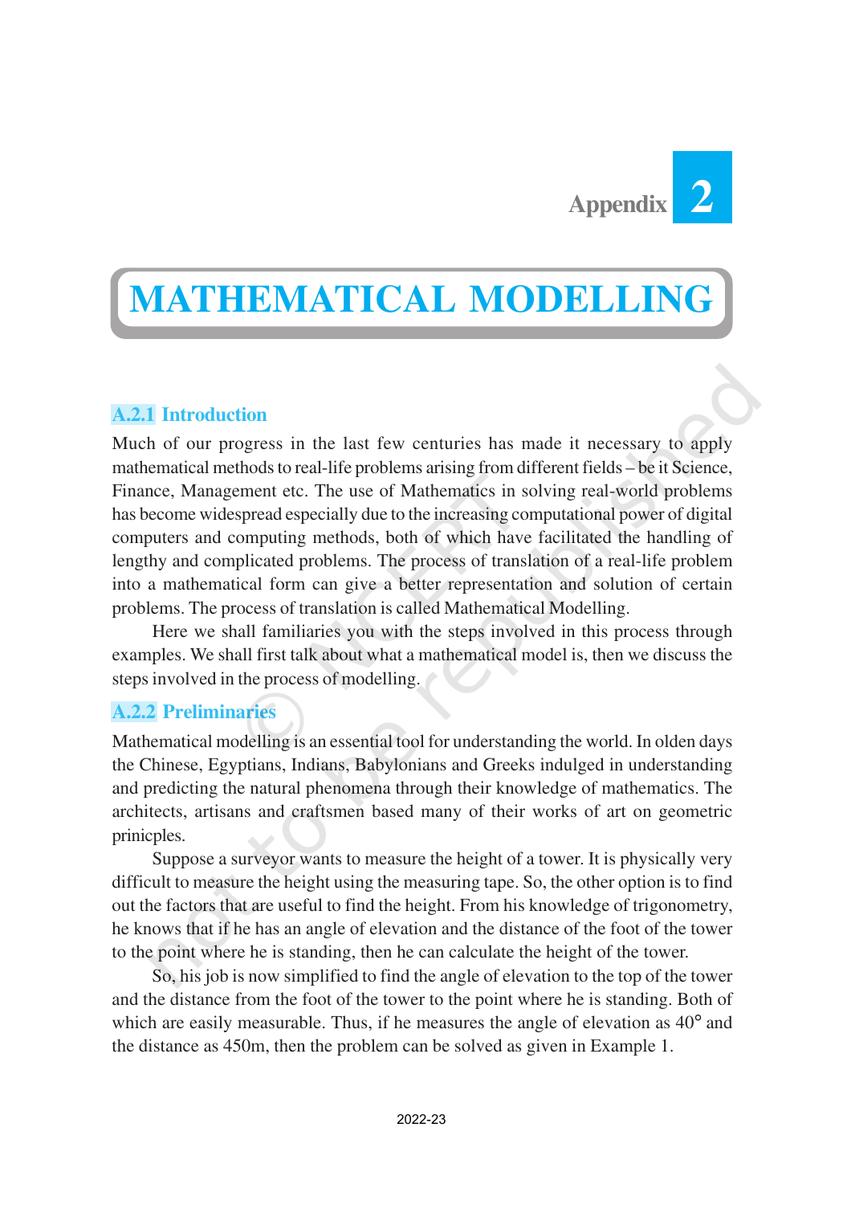# Appendix 2

# MATHEMATICAL MODELLING

## A.2.1 Introduction

Much of our progress in the last few centuries has made it necessary to apply mathematical methods to real-life problems arising from different fields – be it Science, Finance, Management etc. The use of Mathematics in solving real-world problems has become widespread especially due to the increasing computational power of digital computers and computing methods, both of which have facilitated the handling of lengthy and complicated problems. The process of translation of a real-life problem into a mathematical form can give a better representation and solution of certain problems. The process of translation is called Mathematical Modelling.

Here we shall familiaries you with the steps involved in this process through examples. We shall first talk about what a mathematical model is, then we discuss the steps involved in the process of modelling.

## A.2.2 Preliminaries

Mathematical modelling is an essential tool for understanding the world. In olden days the Chinese, Egyptians, Indians, Babylonians and Greeks indulged in understanding and predicting the natural phenomena through their knowledge of mathematics. The architects, artisans and craftsmen based many of their works of art on geometric prinicples.

Suppose a surveyor wants to measure the height of a tower. It is physically very difficult to measure the height using the measuring tape. So, the other option is to find out the factors that are useful to find the height. From his knowledge of trigonometry, he knows that if he has an angle of elevation and the distance of the foot of the tower to the point where he is standing, then he can calculate the height of the tower.

So, his job is now simplified to find the angle of elevation to the top of the tower and the distance from the foot of the tower to the point where he is standing. Both of which are easily measurable. Thus, if he measures the angle of elevation as $40°$ and the distance as 450m, then the problem can be solved as given in Example 1.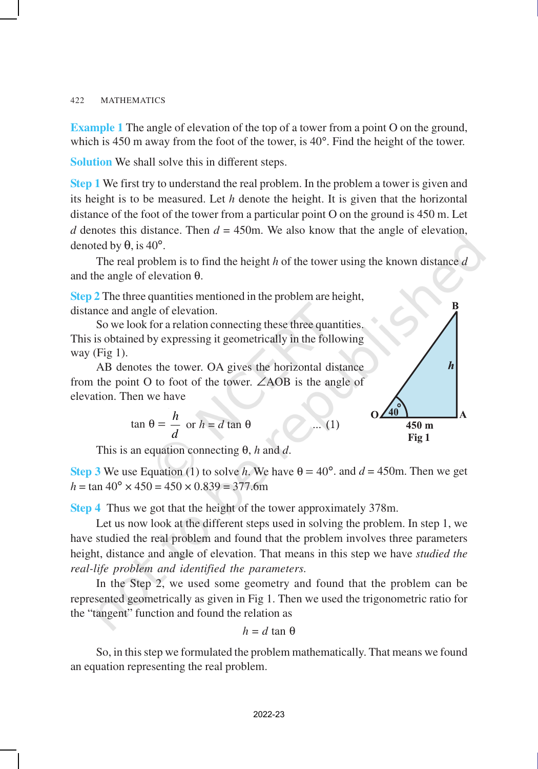**Example 1** The angle of elevation of the top of a tower from a point O on the ground, which is 450 m away from the foot of the tower, is 40°. Find the height of the tower.

**Solution** We shall solve this in different steps.

**Step 1** We first try to understand the real problem. In the problem a tower is given and its height is to be measured. Let $h$ denote the height. It is given that the horizontal distance of the foot of the tower from a particular point O on the ground is 450 m. Let $d$ denotes this distance. Then $d$ = 450m. We also know that the angle of elevation, denoted by $\theta$, is 40°.

The real problem is to find the height $h$ of the tower using the known distance $d$ and the angle of elevation $\theta$.

**Step 2** The three quantities mentioned in the problem are height, distance and angle of elevation.

So we look for a relation connecting these three quantities. This is obtained by expressing it geometrically in the following way (Fig 1).

AB denotes the tower. OA gives the horizontal distance from the point O to foot of the tower. $\angle$AOB is the angle of elevation. Then we have

$$\tan \theta = \frac{h}{d} \text{ or } h = d \tan \theta \qquad \text{... (1)}$$

Fig 1

This is an equation connecting $\theta$, $h$ and $d$.

**Step 3** We use Equation (1) to solve $h$. We have $\theta$ = 40°. and $d$ = 450m. Then we get $h = \tan 40° \times 450 = 450 \times 0.839 = 377.6$m

**Step 4** Thus we got that the height of the tower approximately 378m.

Let us now look at the different steps used in solving the problem. In step 1, we have studied the real problem and found that the problem involves three parameters height, distance and angle of elevation. That means in this step we have *studied the real-life problem and identified the parameters.*

In the Step 2, we used some geometry and found that the problem can be represented geometrically as given in Fig 1. Then we used the trigonometric ratio for the "tangent" function and found the relation as

$$h = d \tan \theta$$

So, in this step we formulated the problem mathematically. That means we found an equation representing the real problem.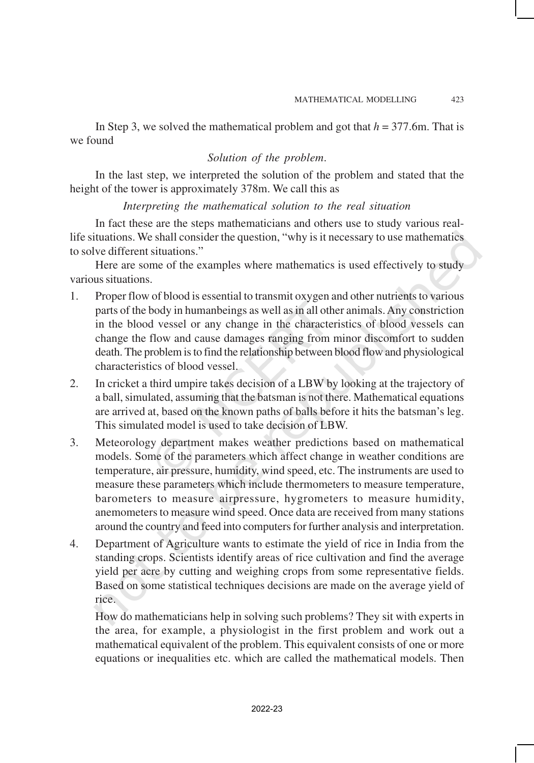In Step 3, we solved the mathematical problem and got that $h = 377.6$m. That is we found

*Solution of the problem.*

In the last step, we interpreted the solution of the problem and stated that the height of the tower is approximately 378m. We call this as

*Interpreting the mathematical solution to the real situation*

In fact these are the steps mathematicians and others use to study various real-life situations. We shall consider the question, "why is it necessary to use mathematics to solve different situations."

Here are some of the examples where mathematics is used effectively to study various situations.

1. Proper flow of blood is essential to transmit oxygen and other nutrients to various parts of the body in humanbeings as well as in all other animals. Any constriction in the blood vessel or any change in the characteristics of blood vessels can change the flow and cause damages ranging from minor discomfort to sudden death. The problem is to find the relationship between blood flow and physiological characteristics of blood vessel.
2. In cricket a third umpire takes decision of a LBW by looking at the trajectory of a ball, simulated, assuming that the batsman is not there. Mathematical equations are arrived at, based on the known paths of balls before it hits the batsman's leg. This simulated model is used to take decision of LBW.
3. Meteorology department makes weather predictions based on mathematical models. Some of the parameters which affect change in weather conditions are temperature, air pressure, humidity, wind speed, etc. The instruments are used to measure these parameters which include thermometers to measure temperature, barometers to measure airpressure, hygrometers to measure humidity, anemometers to measure wind speed. Once data are received from many stations around the country and feed into computers for further analysis and interpretation.
4. Department of Agriculture wants to estimate the yield of rice in India from the standing crops. Scientists identify areas of rice cultivation and find the average yield per acre by cutting and weighing crops from some representative fields. Based on some statistical techniques decisions are made on the average yield of rice.

   How do mathematicians help in solving such problems? They sit with experts in the area, for example, a physiologist in the first problem and work out a mathematical equivalent of the problem. This equivalent consists of one or more equations or inequalities etc. which are called the mathematical models. Then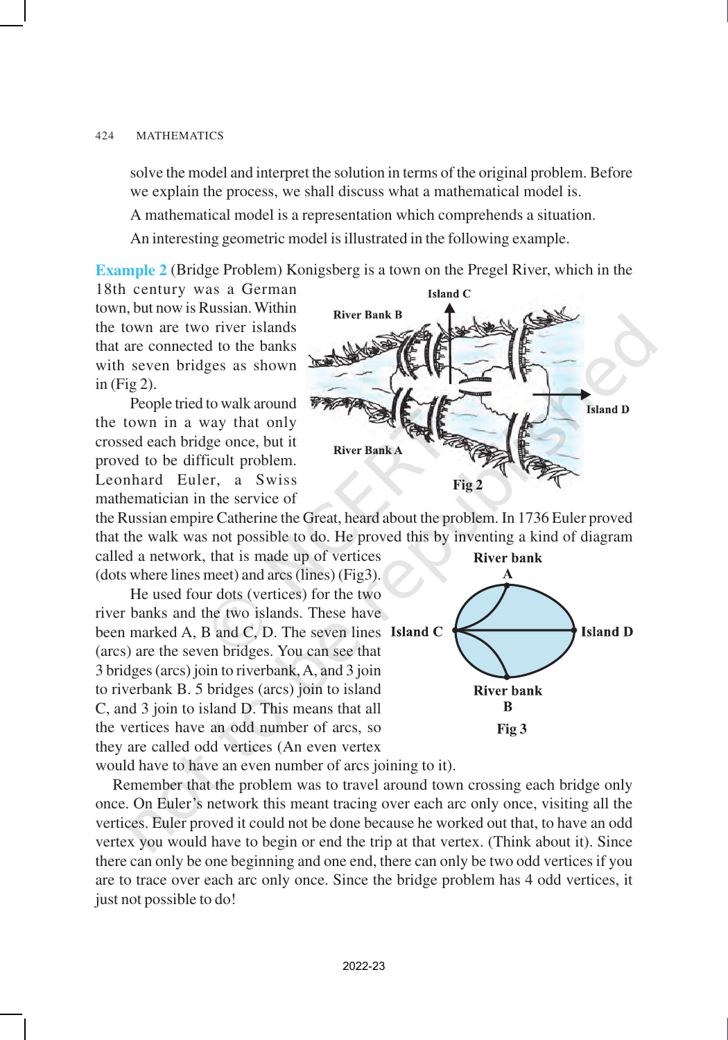solve the model and interpret the solution in terms of the original problem. Before we explain the process, we shall discuss what a mathematical model is.

A mathematical model is a representation which comprehends a situation.

An interesting geometric model is illustrated in the following example.

**Example 2** (Bridge Problem) Konigsberg is a town on the Pregel River, which in the 18th century was a German town, but now is Russian. Within the town are two river islands that are connected to the banks with seven bridges as shown in (Fig 2).

People tried to walk around the town in a way that only crossed each bridge once, but it proved to be difficult problem. Leonhard Euler, a Swiss mathematician in the service of the Russian empire Catherine the Great, heard about the problem. In 1736 Euler proved that the walk was not possible to do. He proved this by inventing a kind of diagram called a network, that is made up of vertices (dots where lines meet) and arcs (lines) (Fig3).

Fig 2

He used four dots (vertices) for the two river banks and the two islands. These have been marked A, B and C, D. The seven lines (arcs) are the seven bridges. You can see that 3 bridges (arcs) join to riverbank, A, and 3 join to riverbank B. 5 bridges (arcs) join to island C, and 3 join to island D. This means that all the vertices have an odd number of arcs, so they are called odd vertices (An even vertex would have to have an even number of arcs joining to it).

Fig 3

Remember that the problem was to travel around town crossing each bridge only once. On Euler's network this meant tracing over each arc only once, visiting all the vertices. Euler proved it could not be done because he worked out that, to have an odd vertex you would have to begin or end the trip at that vertex. (Think about it). Since there can only be one beginning and one end, there can only be two odd vertices if you are to trace over each arc only once. Since the bridge problem has 4 odd vertices, it just not possible to do!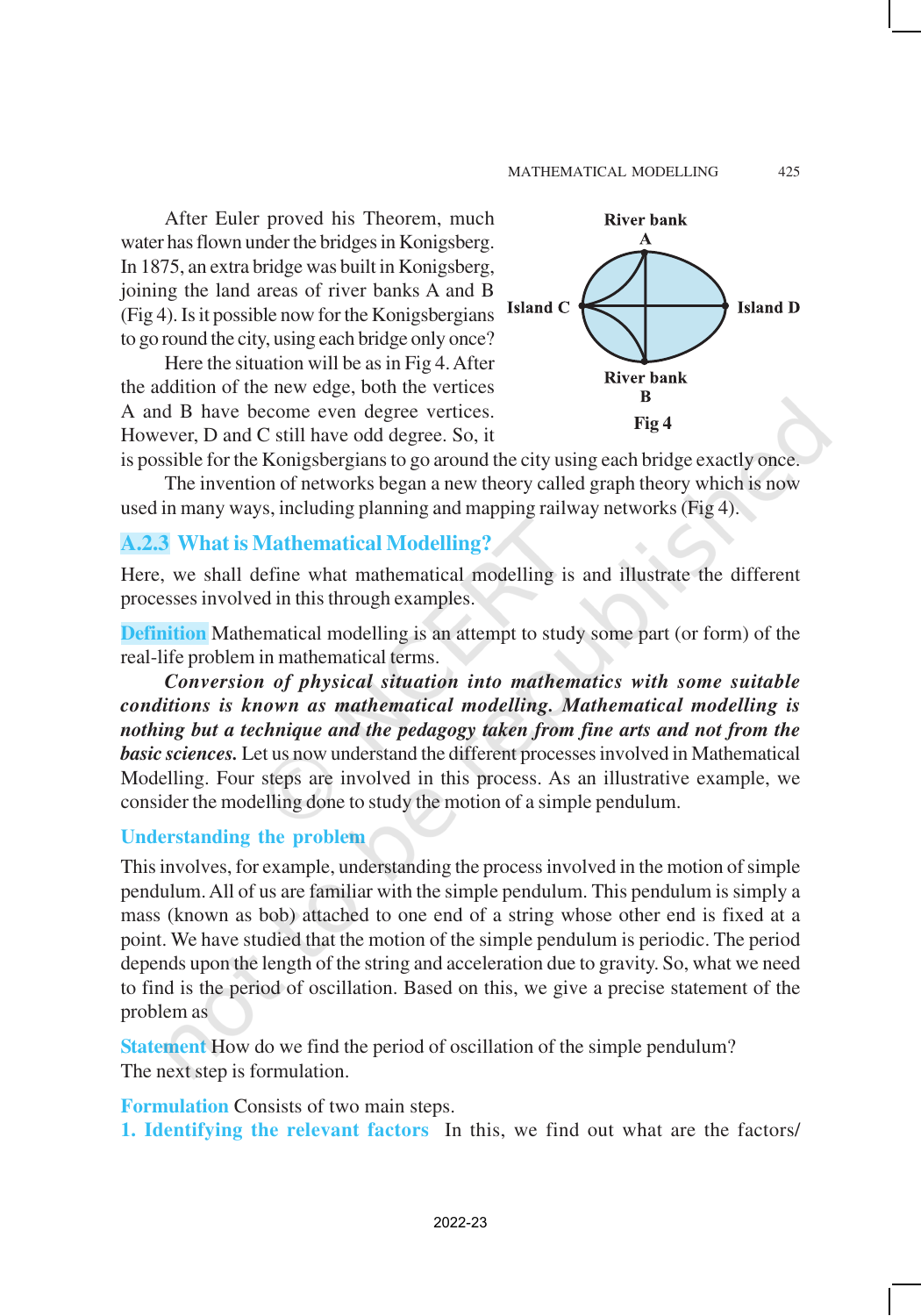After Euler proved his Theorem, much water has flown under the bridges in Konigsberg. In 1875, an extra bridge was built in Konigsberg, joining the land areas of river banks A and B (Fig 4). Is it possible now for the Konigsbergians to go round the city, using each bridge only once?

Here the situation will be as in Fig 4. After the addition of the new edge, both the vertices A and B have become even degree vertices. However, D and C still have odd degree. So, it is possible for the Konigsbergians to go around the city using each bridge exactly once.

River bank A, Island C, Island D, River bank B

Fig 4

The invention of networks began a new theory called graph theory which is now used in many ways, including planning and mapping railway networks (Fig 4).

## A.2.3 What is Mathematical Modelling?

Here, we shall define what mathematical modelling is and illustrate the different processes involved in this through examples.

**Definition** Mathematical modelling is an attempt to study some part (or form) of the real-life problem in mathematical terms.

***Conversion of physical situation into mathematics with some suitable conditions is known as mathematical modelling. Mathematical modelling is nothing but a technique and the pedagogy taken from fine arts and not from the basic sciences.*** Let us now understand the different processes involved in Mathematical Modelling. Four steps are involved in this process. As an illustrative example, we consider the modelling done to study the motion of a simple pendulum.

### Understanding the problem

This involves, for example, understanding the process involved in the motion of simple pendulum. All of us are familiar with the simple pendulum. This pendulum is simply a mass (known as bob) attached to one end of a string whose other end is fixed at a point. We have studied that the motion of the simple pendulum is periodic. The period depends upon the length of the string and acceleration due to gravity. So, what we need to find is the period of oscillation. Based on this, we give a precise statement of the problem as

**Statement** How do we find the period of oscillation of the simple pendulum?

The next step is formulation.

**Formulation** Consists of two main steps.

**1. Identifying the relevant factors** In this, we find out what are the factors/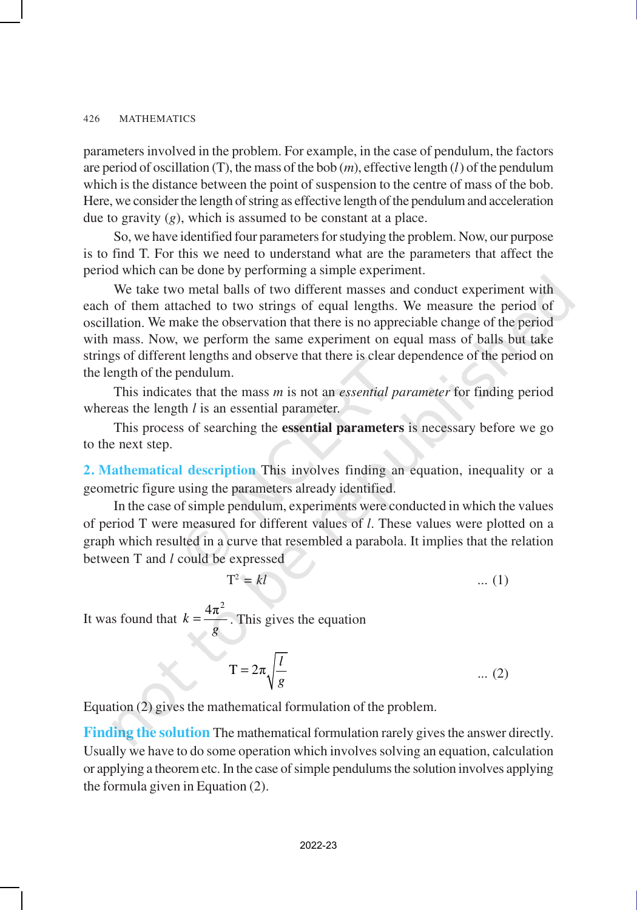parameters involved in the problem. For example, in the case of pendulum, the factors are period of oscillation (T), the mass of the bob ($m$), effective length ($l$) of the pendulum which is the distance between the point of suspension to the centre of mass of the bob. Here, we consider the length of string as effective length of the pendulum and acceleration due to gravity ($g$), which is assumed to be constant at a place.

So, we have identified four parameters for studying the problem. Now, our purpose is to find T. For this we need to understand what are the parameters that affect the period which can be done by performing a simple experiment.

We take two metal balls of two different masses and conduct experiment with each of them attached to two strings of equal lengths. We measure the period of oscillation. We make the observation that there is no appreciable change of the period with mass. Now, we perform the same experiment on equal mass of balls but take strings of different lengths and observe that there is clear dependence of the period on the length of the pendulum.

This indicates that the mass $m$ is not an *essential parameter* for finding period whereas the length $l$ is an essential parameter.

This process of searching the **essential parameters** is necessary before we go to the next step.

**2. Mathematical description** This involves finding an equation, inequality or a geometric figure using the parameters already identified.

In the case of simple pendulum, experiments were conducted in which the values of period T were measured for different values of $l$. These values were plotted on a graph which resulted in a curve that resembled a parabola. It implies that the relation between T and $l$ could be expressed

$$T^2 = kl \qquad \text{... (1)}$$

It was found that $k = \frac{4\pi^2}{g}$. This gives the equation

$$T = 2\pi\sqrt{\frac{l}{g}} \qquad \text{... (2)}$$

Equation (2) gives the mathematical formulation of the problem.

**Finding the solution** The mathematical formulation rarely gives the answer directly. Usually we have to do some operation which involves solving an equation, calculation or applying a theorem etc. In the case of simple pendulums the solution involves applying the formula given in Equation (2).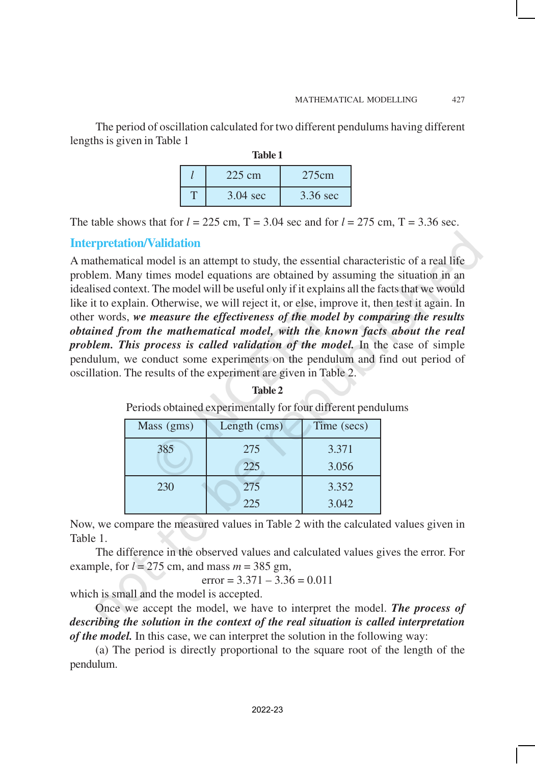The period of oscillation calculated for two different pendulums having different lengths is given in Table 1

**Table 1**

| $l$ | 225 cm | 275cm |
|---|---|---|
| T | 3.04 sec | 3.36 sec |

The table shows that for $l$ = 225 cm, T = 3.04 sec and for $l$ = 275 cm, T = 3.36 sec.

## Interpretation/Validation

A mathematical model is an attempt to study, the essential characteristic of a real life problem. Many times model equations are obtained by assuming the situation in an idealised context. The model will be useful only if it explains all the facts that we would like it to explain. Otherwise, we will reject it, or else, improve it, then test it again. In other words, ***we measure the effectiveness of the model by comparing the results obtained from the mathematical model, with the known facts about the real problem. This process is called validation of the model.*** In the case of simple pendulum, we conduct some experiments on the pendulum and find out period of oscillation. The results of the experiment are given in Table 2.

**Table 2**

Periods obtained experimentally for four different pendulums

| Mass (gms) | Length (cms) | Time (secs) |
|---|---|---|
| 385 | 275 | 3.371 |
| | 225 | 3.056 |
| 230 | 275 | 3.352 |
| | 225 | 3.042 |

Now, we compare the measured values in Table 2 with the calculated values given in Table 1.

The difference in the observed values and calculated values gives the error. For example, for $l$ = 275 cm, and mass $m$ = 385 gm,

$$\text{error} = 3.371 - 3.36 = 0.011$$

which is small and the model is accepted.

Once we accept the model, we have to interpret the model. ***The process of describing the solution in the context of the real situation is called interpretation of the model.*** In this case, we can interpret the solution in the following way:

(a) The period is directly proportional to the square root of the length of the pendulum.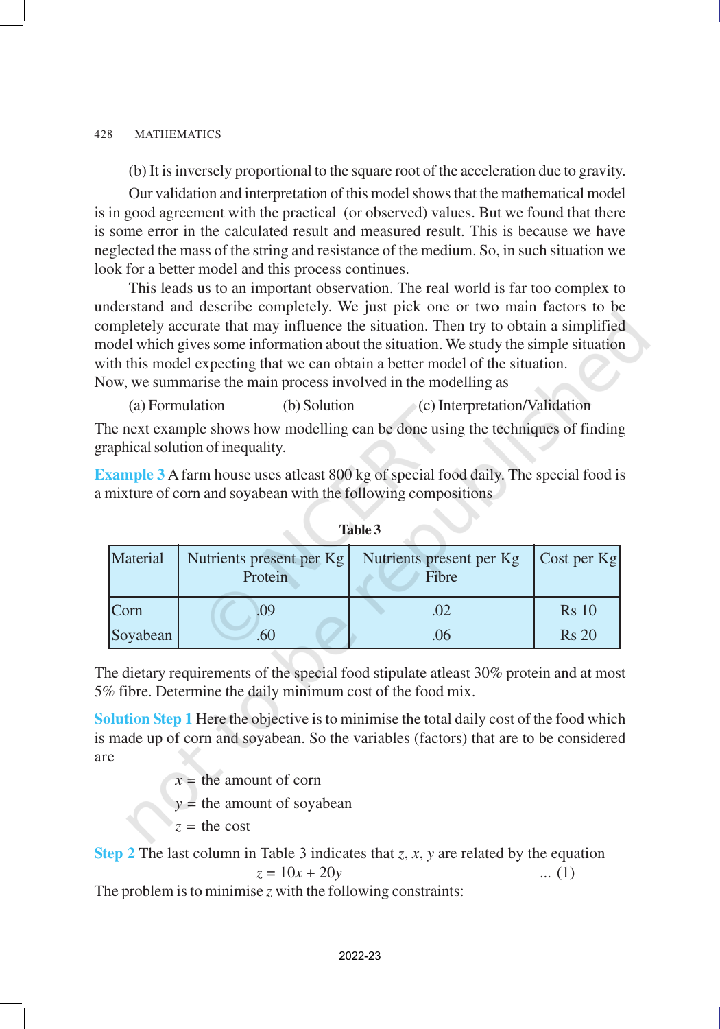(b) It is inversely proportional to the square root of the acceleration due to gravity.

Our validation and interpretation of this model shows that the mathematical model is in good agreement with the practical (or observed) values. But we found that there is some error in the calculated result and measured result. This is because we have neglected the mass of the string and resistance of the medium. So, in such situation we look for a better model and this process continues.

This leads us to an important observation. The real world is far too complex to understand and describe completely. We just pick one or two main factors to be completely accurate that may influence the situation. Then try to obtain a simplified model which gives some information about the situation. We study the simple situation with this model expecting that we can obtain a better model of the situation.

Now, we summarise the main process involved in the modelling as

(a) Formulation  (b) Solution  (c) Interpretation/Validation

The next example shows how modelling can be done using the techniques of finding graphical solution of inequality.

**Example 3** A farm house uses atleast 800 kg of special food daily. The special food is a mixture of corn and soyabean with the following compositions

**Table 3**

| Material | Nutrients present per Kg Protein | Nutrients present per Kg Fibre | Cost per Kg |
|---|---|---|---|
| Corn | .09 | .02 | Rs 10 |
| Soyabean | .60 | .06 | Rs 20 |

The dietary requirements of the special food stipulate atleast 30% protein and at most 5% fibre. Determine the daily minimum cost of the food mix.

**Solution Step 1** Here the objective is to minimise the total daily cost of the food which is made up of corn and soyabean. So the variables (factors) that are to be considered are

$x$ = the amount of corn

$y$ = the amount of soyabean

$z$ = the cost

**Step 2** The last column in Table 3 indicates that $z$, $x$, $y$ are related by the equation

$$z = 10x + 20y \qquad \ldots (1)$$

The problem is to minimise $z$ with the following constraints: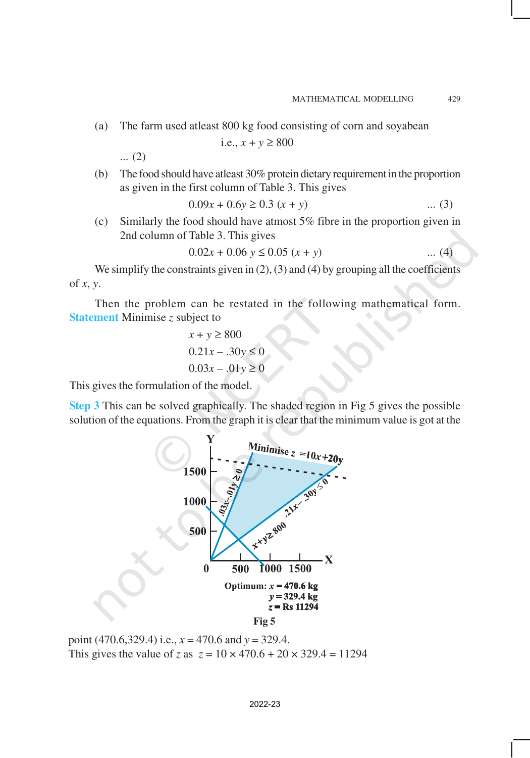(a) The farm used atleast 800 kg food consisting of corn and soyabean

$$\text{i.e., } x + y \geq 800 \quad \ldots (2)$$

(b) The food should have atleast 30% protein dietary requirement in the proportion as given in the first column of Table 3. This gives

$$0.09x + 0.6y \geq 0.3\,(x + y) \quad \ldots (3)$$

(c) Similarly the food should have atmost 5% fibre in the proportion given in 2nd column of Table 3. This gives

$$0.02x + 0.06\,y \leq 0.05\,(x + y) \quad \ldots (4)$$

We simplify the constraints given in (2), (3) and (4) by grouping all the coefficients of $x$, $y$.

Then the problem can be restated in the following mathematical form.
**Statement** Minimise $z$ subject to

$$x + y \geq 800$$

$$0.21x - .30y \leq 0$$

$$0.03x - .01y \geq 0$$

This gives the formulation of the model.

**Step 3** This can be solved graphically. The shaded region in Fig 5 gives the possible solution of the equations. From the graph it is clear that the minimum value is got at the point (470.6,329.4) i.e., $x = 470.6$ and $y = 329.4$.

This gives the value of $z$ as $z = 10 \times 470.6 + 20 \times 329.4 = 11294$

Optimum: $x = 470.6$ kg, $y = 329.4$ kg, $z$ = Rs 11294

Fig 5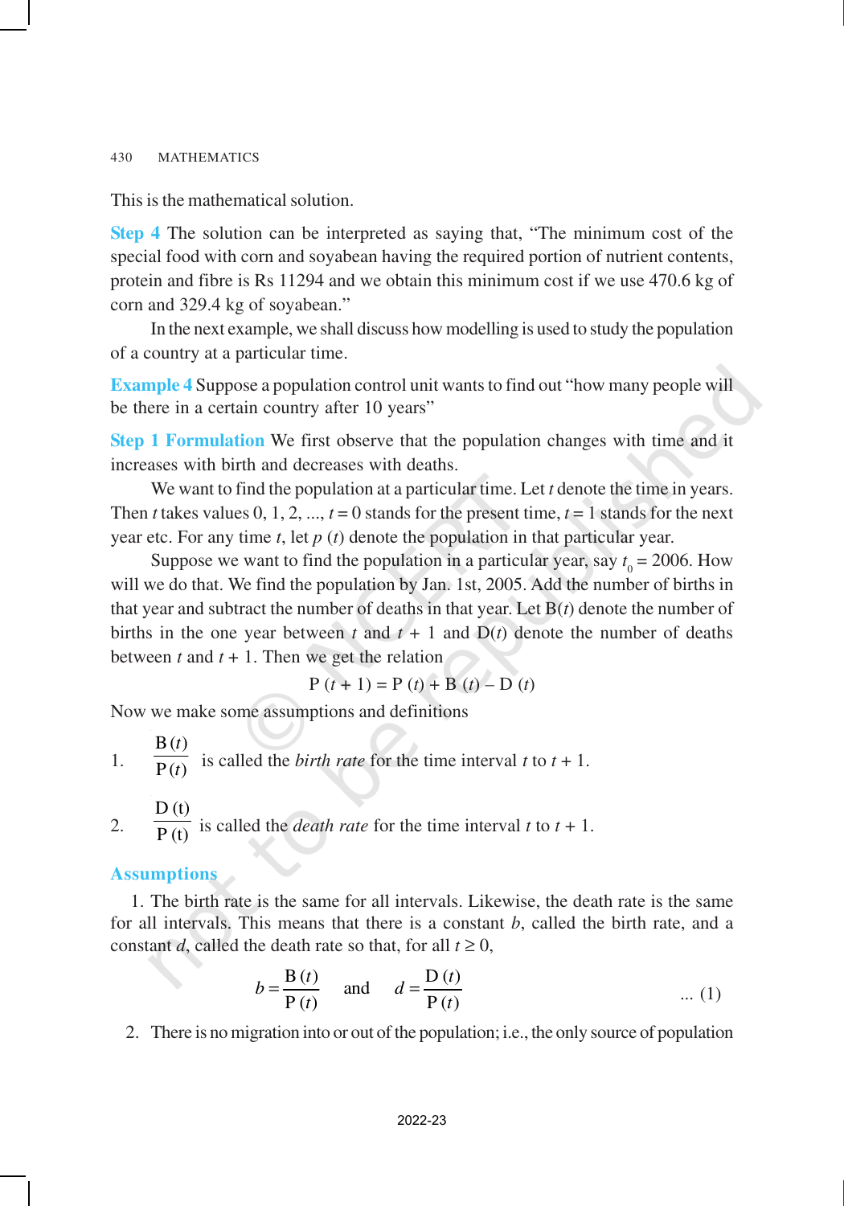This is the mathematical solution.

**Step 4** The solution can be interpreted as saying that, "The minimum cost of the special food with corn and soyabean having the required portion of nutrient contents, protein and fibre is Rs 11294 and we obtain this minimum cost if we use 470.6 kg of corn and 329.4 kg of soyabean."

In the next example, we shall discuss how modelling is used to study the population of a country at a particular time.

**Example 4** Suppose a population control unit wants to find out "how many people will be there in a certain country after 10 years"

**Step 1 Formulation** We first observe that the population changes with time and it increases with birth and decreases with deaths.

We want to find the population at a particular time. Let $t$ denote the time in years. Then $t$ takes values 0, 1, 2, ..., $t = 0$ stands for the present time, $t = 1$ stands for the next year etc. For any time $t$, let $p(t)$ denote the population in that particular year.

Suppose we want to find the population in a particular year, say $t_0 = 2006$. How will we do that. We find the population by Jan. 1st, 2005. Add the number of births in that year and subtract the number of deaths in that year. Let B($t$) denote the number of births in the one year between $t$ and $t + 1$ and D($t$) denote the number of deaths between $t$ and $t + 1$. Then we get the relation

$$P(t+1) = P(t) + B(t) - D(t)$$

Now we make some assumptions and definitions

1. $\dfrac{B(t)}{P(t)}$ is called the *birth rate* for the time interval $t$ to $t + 1$.

2. $\dfrac{D(t)}{P(t)}$ is called the *death rate* for the time interval $t$ to $t + 1$.

### Assumptions

1. The birth rate is the same for all intervals. Likewise, the death rate is the same for all intervals. This means that there is a constant $b$, called the birth rate, and a constant $d$, called the death rate so that, for all $t \geq 0$,

$$b = \frac{B(t)}{P(t)} \quad \text{and} \quad d = \frac{D(t)}{P(t)} \qquad \ldots (1)$$

2. There is no migration into or out of the population; i.e., the only source of population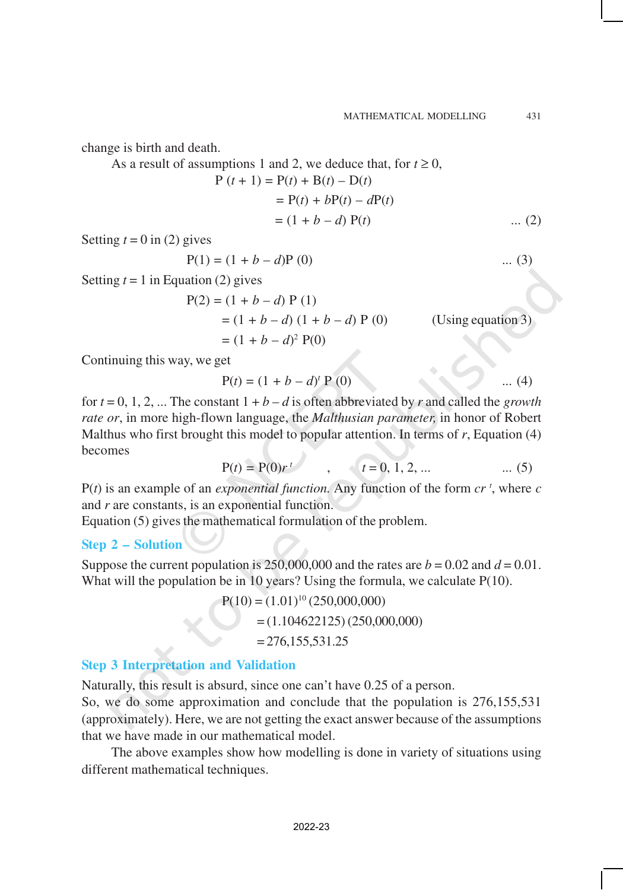change is birth and death.

As a result of assumptions 1 and 2, we deduce that, for $t \geq 0$,

$$
\begin{aligned}
P(t+1) &= P(t) + B(t) - D(t) \\
&= P(t) + bP(t) - dP(t) \\
&= (1 + b - d)\, P(t) \qquad \ldots (2)
\end{aligned}
$$

Setting $t = 0$ in (2) gives

$$P(1) = (1 + b - d)P(0) \qquad \ldots (3)$$

Setting $t = 1$ in Equation (2) gives

$$
\begin{aligned}
P(2) &= (1 + b - d)\, P(1) \\
&= (1 + b - d)(1 + b - d)\, P(0) \qquad \text{(Using equation 3)} \\
&= (1 + b - d)^2\, P(0)
\end{aligned}
$$

Continuing this way, we get

$$P(t) = (1 + b - d)^t\, P(0) \qquad \ldots (4)$$

for $t = 0, 1, 2, \ldots$ The constant $1 + b - d$ is often abbreviated by $r$ and called the *growth rate or*, in more high-flown language, the *Malthusian parameter,* in honor of Robert Malthus who first brought this model to popular attention. In terms of $r$, Equation (4) becomes

$$P(t) = P(0)r^t \quad , \quad t = 0, 1, 2, \ldots \qquad \ldots (5)$$

$P(t)$ is an example of an *exponential function.* Any function of the form $cr^t$, where $c$ and $r$ are constants, is an exponential function.

Equation (5) gives the mathematical formulation of the problem.

## Step 2 – Solution

Suppose the current population is 250,000,000 and the rates are $b = 0.02$ and $d = 0.01$. What will the population be in 10 years? Using the formula, we calculate P(10).

$$
\begin{aligned}
P(10) &= (1.01)^{10}\, (250{,}000{,}000) \\
&= (1.104622125)\, (250{,}000{,}000) \\
&= 276{,}155{,}531.25
\end{aligned}
$$

## Step 3 Interpretation and Validation

Naturally, this result is absurd, since one can't have 0.25 of a person.

So, we do some approximation and conclude that the population is 276,155,531 (approximately). Here, we are not getting the exact answer because of the assumptions that we have made in our mathematical model.

The above examples show how modelling is done in variety of situations using different mathematical techniques.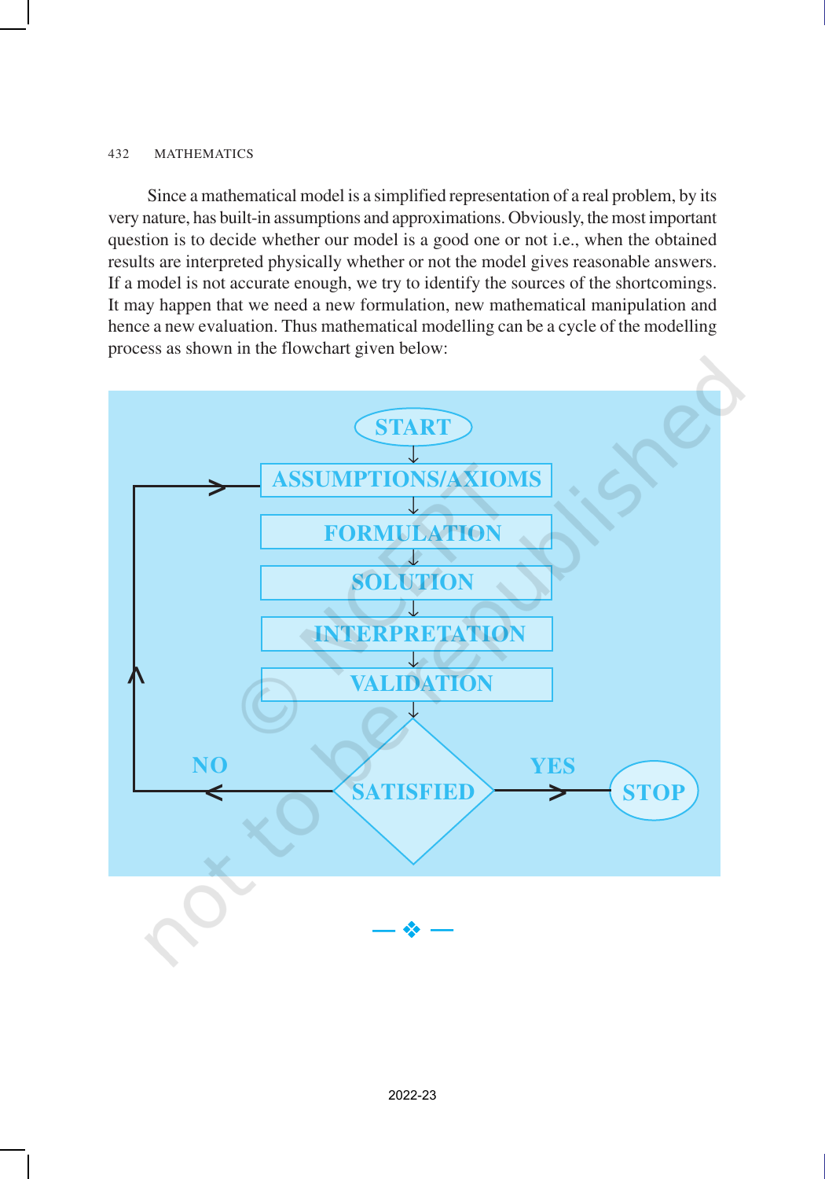Since a mathematical model is a simplified representation of a real problem, by its very nature, has built-in assumptions and approximations. Obviously, the most important question is to decide whether our model is a good one or not i.e., when the obtained results are interpreted physically whether or not the model gives reasonable answers. If a model is not accurate enough, we try to identify the sources of the shortcomings. It may happen that we need a new formulation, new mathematical manipulation and hence a new evaluation. Thus mathematical modelling can be a cycle of the modelling process as shown in the flowchart given below:

START

ASSUMPTIONS/AXIOMS

FORMULATION

SOLUTION

INTERPRETATION

VALIDATION

SATISFIED

NO

YES

STOP

— ❖ —